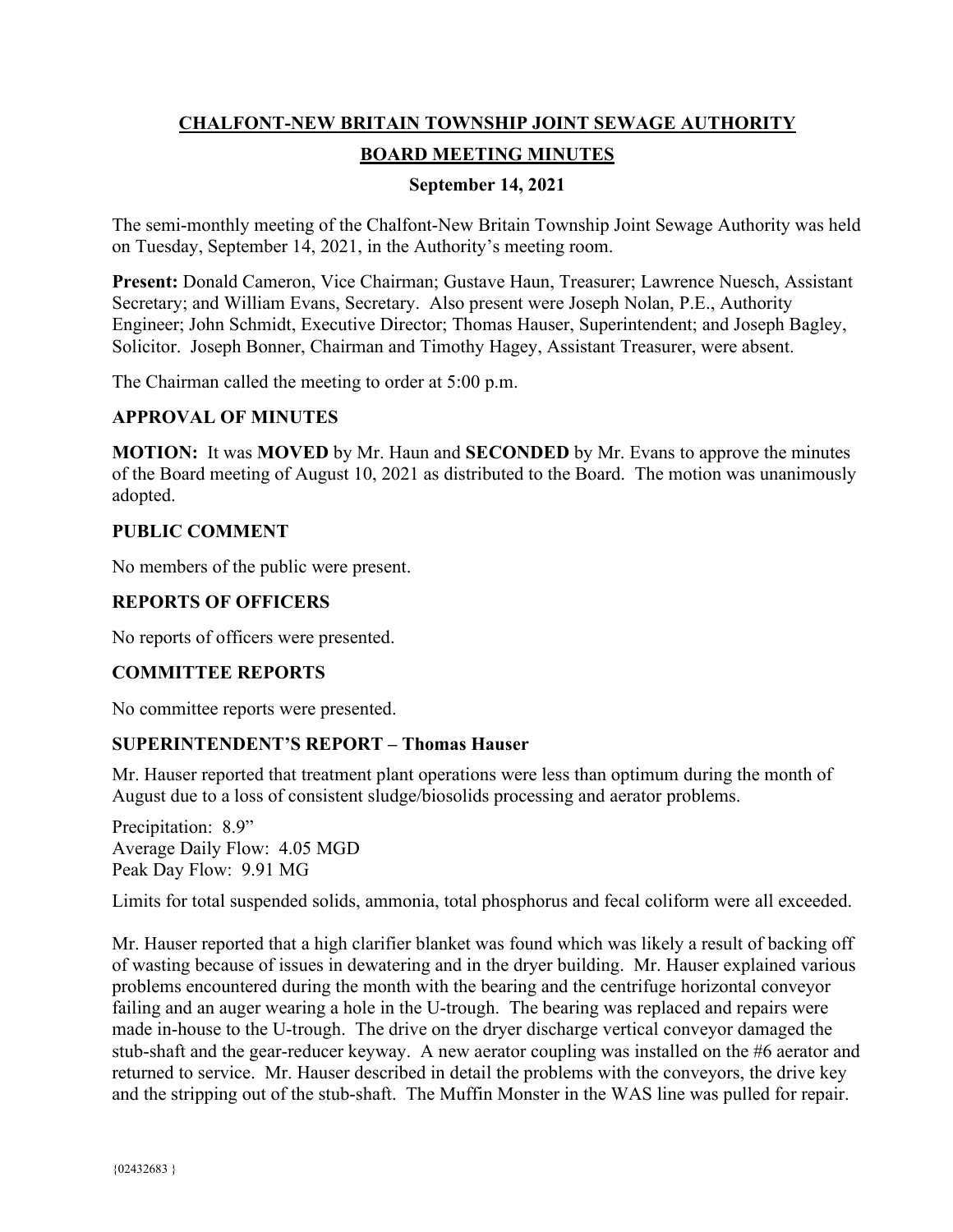# CHALFONT-NEW BRITAIN TOWNSHIP JOINT SEWAGE AUTHORITY

## BOARD MEETING MINUTES

### September 14, 2021

The semi-monthly meeting of the Chalfont-New Britain Township Joint Sewage Authority was held on Tuesday, September 14, 2021, in the Authority's meeting room.

**Present:** Donald Cameron, Vice Chairman; Gustave Haun, Treasurer; Lawrence Nuesch, Assistant Secretary; and William Evans, Secretary. Also present were Joseph Nolan, P.E., Authority Engineer; John Schmidt, Executive Director; Thomas Hauser, Superintendent; and Joseph Bagley, Solicitor. Joseph Bonner, Chairman and Timothy Hagey, Assistant Treasurer, were absent.

The Chairman called the meeting to order at 5:00 p.m.

### APPROVAL OF MINUTES

**MOTION:** It was **MOVED** by Mr. Haun and **SECONDED** by Mr. Evans to approve the minutes of the Board meeting of August 10, 2021 as distributed to the Board. The motion was unanimously adopted.

### PUBLIC COMMENT

No members of the public were present.

### REPORTS OF OFFICERS

No reports of officers were presented.

### COMMITTEE REPORTS

No committee reports were presented.

### SUPERINTENDENT'S REPORT – Thomas Hauser

Mr. Hauser reported that treatment plant operations were less than optimum during the month of August due to a loss of consistent sludge/biosolids processing and aerator problems.

Precipitation: 8.9"
Average Daily Flow: 4.05 MGD
Peak Day Flow: 9.91 MG

Limits for total suspended solids, ammonia, total phosphorus and fecal coliform were all exceeded.

Mr. Hauser reported that a high clarifier blanket was found which was likely a result of backing off of wasting because of issues in dewatering and in the dryer building. Mr. Hauser explained various problems encountered during the month with the bearing and the centrifuge horizontal conveyor failing and an auger wearing a hole in the U-trough. The bearing was replaced and repairs were made in-house to the U-trough. The drive on the dryer discharge vertical conveyor damaged the stub-shaft and the gear-reducer keyway. A new aerator coupling was installed on the #6 aerator and returned to service. Mr. Hauser described in detail the problems with the conveyors, the drive key and the stripping out of the stub-shaft. The Muffin Monster in the WAS line was pulled for repair.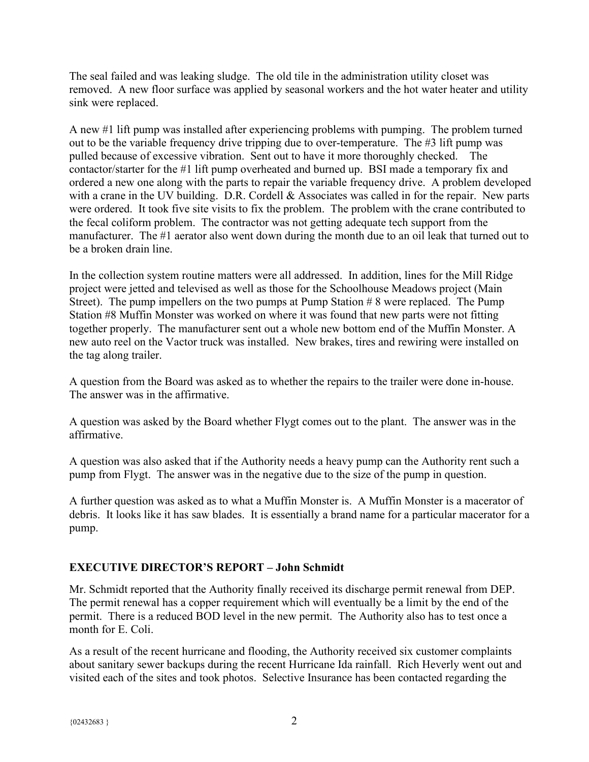The seal failed and was leaking sludge. The old tile in the administration utility closet was removed. A new floor surface was applied by seasonal workers and the hot water heater and utility sink were replaced.

A new #1 lift pump was installed after experiencing problems with pumping. The problem turned out to be the variable frequency drive tripping due to over-temperature. The #3 lift pump was pulled because of excessive vibration. Sent out to have it more thoroughly checked. The contactor/starter for the #1 lift pump overheated and burned up. BSI made a temporary fix and ordered a new one along with the parts to repair the variable frequency drive. A problem developed with a crane in the UV building. D.R. Cordell & Associates was called in for the repair. New parts were ordered. It took five site visits to fix the problem. The problem with the crane contributed to the fecal coliform problem. The contractor was not getting adequate tech support from the manufacturer. The #1 aerator also went down during the month due to an oil leak that turned out to be a broken drain line.

In the collection system routine matters were all addressed. In addition, lines for the Mill Ridge project were jetted and televised as well as those for the Schoolhouse Meadows project (Main Street). The pump impellers on the two pumps at Pump Station # 8 were replaced. The Pump Station #8 Muffin Monster was worked on where it was found that new parts were not fitting together properly. The manufacturer sent out a whole new bottom end of the Muffin Monster. A new auto reel on the Vactor truck was installed. New brakes, tires and rewiring were installed on the tag along trailer.

A question from the Board was asked as to whether the repairs to the trailer were done in-house. The answer was in the affirmative.

A question was asked by the Board whether Flygt comes out to the plant. The answer was in the affirmative.

A question was also asked that if the Authority needs a heavy pump can the Authority rent such a pump from Flygt. The answer was in the negative due to the size of the pump in question.

A further question was asked as to what a Muffin Monster is. A Muffin Monster is a macerator of debris. It looks like it has saw blades. It is essentially a brand name for a particular macerator for a pump.

## EXECUTIVE DIRECTOR'S REPORT – John Schmidt

Mr. Schmidt reported that the Authority finally received its discharge permit renewal from DEP. The permit renewal has a copper requirement which will eventually be a limit by the end of the permit. There is a reduced BOD level in the new permit. The Authority also has to test once a month for E. Coli.

As a result of the recent hurricane and flooding, the Authority received six customer complaints about sanitary sewer backups during the recent Hurricane Ida rainfall. Rich Heverly went out and visited each of the sites and took photos. Selective Insurance has been contacted regarding the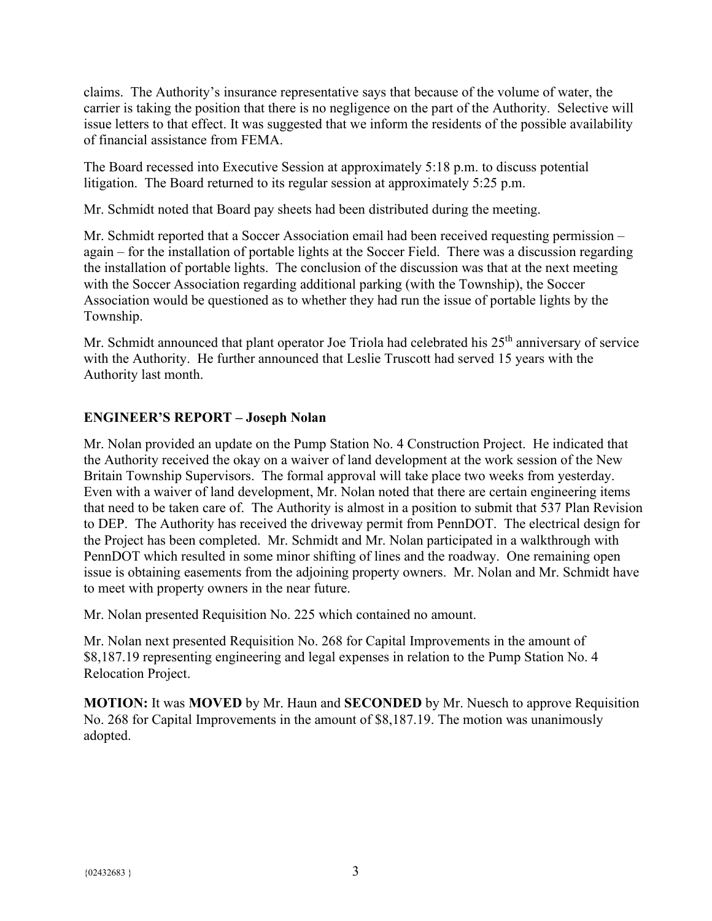claims. The Authority's insurance representative says that because of the volume of water, the carrier is taking the position that there is no negligence on the part of the Authority. Selective will issue letters to that effect. It was suggested that we inform the residents of the possible availability of financial assistance from FEMA.

The Board recessed into Executive Session at approximately 5:18 p.m. to discuss potential litigation. The Board returned to its regular session at approximately 5:25 p.m.

Mr. Schmidt noted that Board pay sheets had been distributed during the meeting.

Mr. Schmidt reported that a Soccer Association email had been received requesting permission – again – for the installation of portable lights at the Soccer Field. There was a discussion regarding the installation of portable lights. The conclusion of the discussion was that at the next meeting with the Soccer Association regarding additional parking (with the Township), the Soccer Association would be questioned as to whether they had run the issue of portable lights by the Township.

Mr. Schmidt announced that plant operator Joe Triola had celebrated his 25th anniversary of service with the Authority. He further announced that Leslie Truscott had served 15 years with the Authority last month.

## ENGINEER'S REPORT – Joseph Nolan

Mr. Nolan provided an update on the Pump Station No. 4 Construction Project. He indicated that the Authority received the okay on a waiver of land development at the work session of the New Britain Township Supervisors. The formal approval will take place two weeks from yesterday. Even with a waiver of land development, Mr. Nolan noted that there are certain engineering items that need to be taken care of. The Authority is almost in a position to submit that 537 Plan Revision to DEP. The Authority has received the driveway permit from PennDOT. The electrical design for the Project has been completed. Mr. Schmidt and Mr. Nolan participated in a walkthrough with PennDOT which resulted in some minor shifting of lines and the roadway. One remaining open issue is obtaining easements from the adjoining property owners. Mr. Nolan and Mr. Schmidt have to meet with property owners in the near future.

Mr. Nolan presented Requisition No. 225 which contained no amount.

Mr. Nolan next presented Requisition No. 268 for Capital Improvements in the amount of $8,187.19 representing engineering and legal expenses in relation to the Pump Station No. 4 Relocation Project.

**MOTION:** It was **MOVED** by Mr. Haun and **SECONDED** by Mr. Nuesch to approve Requisition No. 268 for Capital Improvements in the amount of $8,187.19. The motion was unanimously adopted.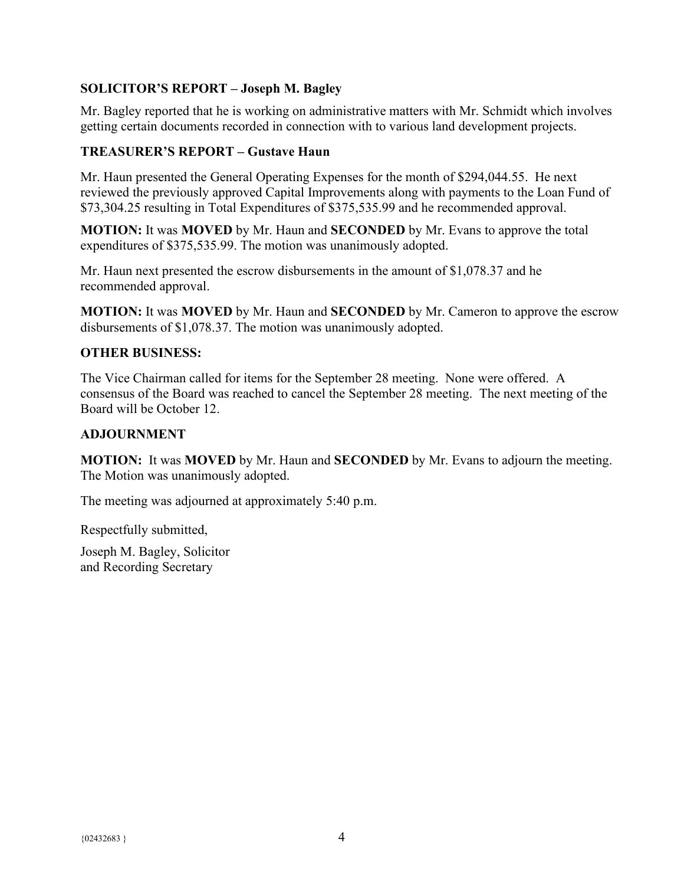**SOLICITOR'S REPORT – Joseph M. Bagley**

Mr. Bagley reported that he is working on administrative matters with Mr. Schmidt which involves getting certain documents recorded in connection with to various land development projects.

**TREASURER'S REPORT – Gustave Haun**

Mr. Haun presented the General Operating Expenses for the month of $294,044.55. He next reviewed the previously approved Capital Improvements along with payments to the Loan Fund of $73,304.25 resulting in Total Expenditures of $375,535.99 and he recommended approval.

**MOTION:** It was **MOVED** by Mr. Haun and **SECONDED** by Mr. Evans to approve the total expenditures of $375,535.99. The motion was unanimously adopted.

Mr. Haun next presented the escrow disbursements in the amount of $1,078.37 and he recommended approval.

**MOTION:** It was **MOVED** by Mr. Haun and **SECONDED** by Mr. Cameron to approve the escrow disbursements of $1,078.37. The motion was unanimously adopted.

**OTHER BUSINESS:**

The Vice Chairman called for items for the September 28 meeting. None were offered. A consensus of the Board was reached to cancel the September 28 meeting. The next meeting of the Board will be October 12.

**ADJOURNMENT**

**MOTION:** It was **MOVED** by Mr. Haun and **SECONDED** by Mr. Evans to adjourn the meeting. The Motion was unanimously adopted.

The meeting was adjourned at approximately 5:40 p.m.

Respectfully submitted,

Joseph M. Bagley, Solicitor
and Recording Secretary

{02432683 }